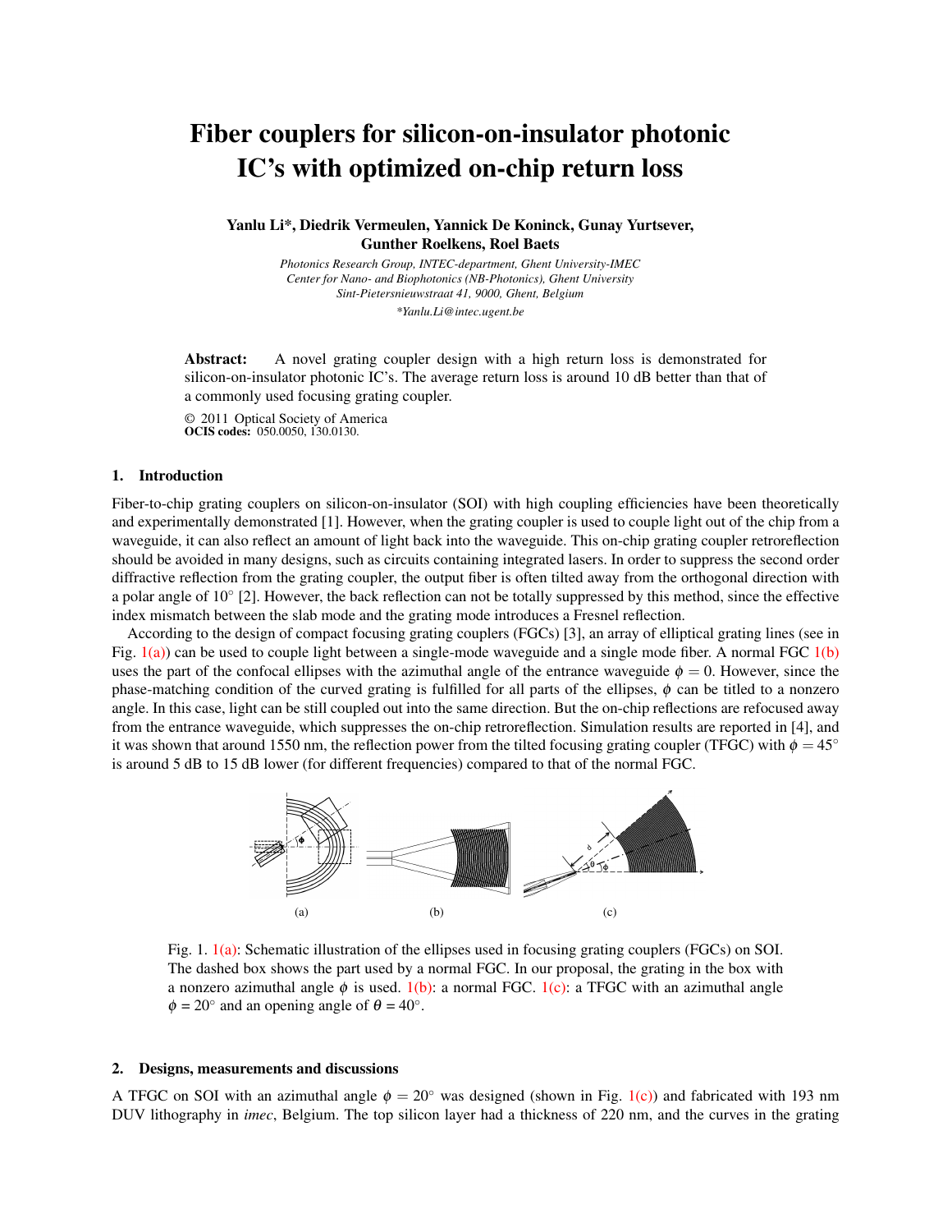# Fiber couplers for silicon-on-insulator photonic IC's with optimized on-chip return loss

**Yanlu Li*, Diedrik Vermeulen, Yannick De Koninck, Gunay Yurtsever, Gunther Roelkens, Roel Baets**

*Photonics Research Group, INTEC-department, Ghent University-IMEC*
*Center for Nano- and Biophotonics (NB-Photonics), Ghent University*
*Sint-Pietersnieuwstraat 41, 9000, Ghent, Belgium*
*\*Yanlu.Li@intec.ugent.be*

**Abstract:** A novel grating coupler design with a high return loss is demonstrated for silicon-on-insulator photonic IC's. The average return loss is around 10 dB better than that of a commonly used focusing grating coupler.

© 2011 Optical Society of America
**OCIS codes:** 050.0050, 130.0130.

## 1. Introduction

Fiber-to-chip grating couplers on silicon-on-insulator (SOI) with high coupling efficiencies have been theoretically and experimentally demonstrated [1]. However, when the grating coupler is used to couple light out of the chip from a waveguide, it can also reflect an amount of light back into the waveguide. This on-chip grating coupler retroreflection should be avoided in many designs, such as circuits containing integrated lasers. In order to suppress the second order diffractive reflection from the grating coupler, the output fiber is often tilted away from the orthogonal direction with a polar angle of 10° [2]. However, the back reflection can not be totally suppressed by this method, since the effective index mismatch between the slab mode and the grating mode introduces a Fresnel reflection.

According to the design of compact focusing grating couplers (FGCs) [3], an array of elliptical grating lines (see in Fig. 1(a)) can be used to couple light between a single-mode waveguide and a single mode fiber. A normal FGC 1(b) uses the part of the confocal ellipses with the azimuthal angle of the entrance waveguide $\phi = 0$. However, since the phase-matching condition of the curved grating is fulfilled for all parts of the ellipses, $\phi$ can be titled to a nonzero angle. In this case, light can be still coupled out into the same direction. But the on-chip reflections are refocused away from the entrance waveguide, which suppresses the on-chip retroreflection. Simulation results are reported in [4], and it was shown that around 1550 nm, the reflection power from the tilted focusing grating coupler (TFGC) with $\phi = 45°$ is around 5 dB to 15 dB lower (for different frequencies) compared to that of the normal FGC.

(a) (b) (c)

Fig. 1. 1(a): Schematic illustration of the ellipses used in focusing grating couplers (FGCs) on SOI. The dashed box shows the part used by a normal FGC. In our proposal, the grating in the box with a nonzero azimuthal angle $\phi$ is used. 1(b): a normal FGC. 1(c): a TFGC with an azimuthal angle $\phi = 20°$ and an opening angle of $\theta = 40°$.

## 2. Designs, measurements and discussions

A TFGC on SOI with an azimuthal angle $\phi = 20°$ was designed (shown in Fig. 1(c)) and fabricated with 193 nm DUV lithography in *imec*, Belgium. The top silicon layer had a thickness of 220 nm, and the curves in the grating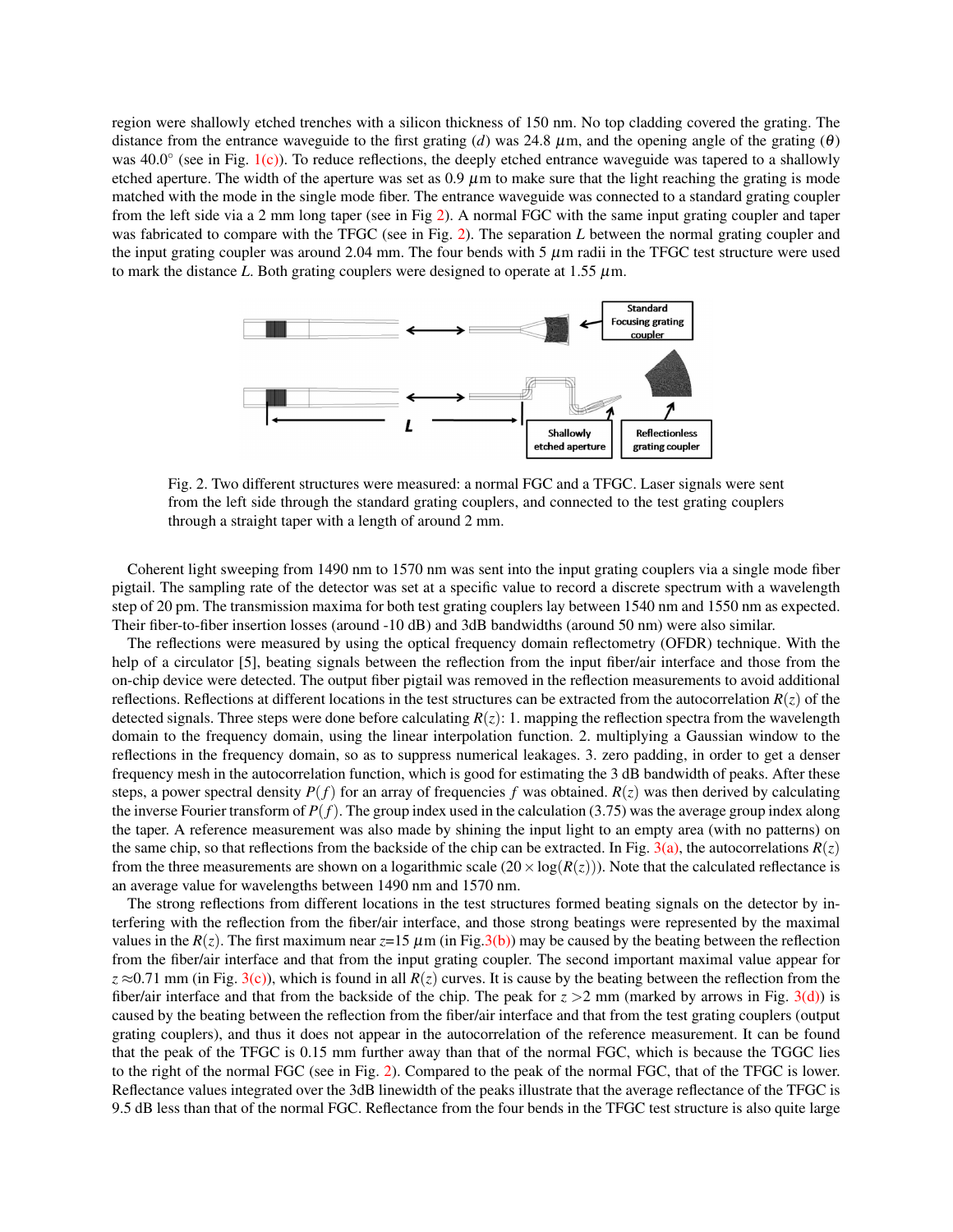region were shallowly etched trenches with a silicon thickness of 150 nm. No top cladding covered the grating. The distance from the entrance waveguide to the first grating ($d$) was 24.8 $\mu$m, and the opening angle of the grating ($\theta$) was 40.0° (see in Fig. 1(c)). To reduce reflections, the deeply etched entrance waveguide was tapered to a shallowly etched aperture. The width of the aperture was set as 0.9 $\mu$m to make sure that the light reaching the grating is mode matched with the mode in the single mode fiber. The entrance waveguide was connected to a standard grating coupler from the left side via a 2 mm long taper (see in Fig 2). A normal FGC with the same input grating coupler and taper was fabricated to compare with the TFGC (see in Fig. 2). The separation $L$ between the normal grating coupler and the input grating coupler was around 2.04 mm. The four bends with 5 $\mu$m radii in the TFGC test structure were used to mark the distance $L$. Both grating couplers were designed to operate at 1.55 $\mu$m.

Fig. 2. Two different structures were measured: a normal FGC and a TFGC. Laser signals were sent from the left side through the standard grating couplers, and connected to the test grating couplers through a straight taper with a length of around 2 mm.

Coherent light sweeping from 1490 nm to 1570 nm was sent into the input grating couplers via a single mode fiber pigtail. The sampling rate of the detector was set at a specific value to record a discrete spectrum with a wavelength step of 20 pm. The transmission maxima for both test grating couplers lay between 1540 nm and 1550 nm as expected. Their fiber-to-fiber insertion losses (around -10 dB) and 3dB bandwidths (around 50 nm) were also similar.

The reflections were measured by using the optical frequency domain reflectometry (OFDR) technique. With the help of a circulator [5], beating signals between the reflection from the input fiber/air interface and those from the on-chip device were detected. The output fiber pigtail was removed in the reflection measurements to avoid additional reflections. Reflections at different locations in the test structures can be extracted from the autocorrelation $R(z)$ of the detected signals. Three steps were done before calculating $R(z)$: 1. mapping the reflection spectra from the wavelength domain to the frequency domain, using the linear interpolation function. 2. multiplying a Gaussian window to the reflections in the frequency domain, so as to suppress numerical leakages. 3. zero padding, in order to get a denser frequency mesh in the autocorrelation function, which is good for estimating the 3 dB bandwidth of peaks. After these steps, a power spectral density $P(f)$ for an array of frequencies $f$ was obtained. $R(z)$ was then derived by calculating the inverse Fourier transform of $P(f)$. The group index used in the calculation (3.75) was the average group index along the taper. A reference measurement was also made by shining the input light to an empty area (with no patterns) on the same chip, so that reflections from the backside of the chip can be extracted. In Fig. 3(a), the autocorrelations $R(z)$ from the three measurements are shown on a logarithmic scale ($20 \times \log(R(z))$). Note that the calculated reflectance is an average value for wavelengths between 1490 nm and 1570 nm.

The strong reflections from different locations in the test structures formed beating signals on the detector by interfering with the reflection from the fiber/air interface, and those strong beatings were represented by the maximal values in the $R(z)$. The first maximum near $z$=15 $\mu$m (in Fig.3(b)) may be caused by the beating between the reflection from the fiber/air interface and that from the input grating coupler. The second important maximal value appear for $z \approx$0.71 mm (in Fig. 3(c)), which is found in all $R(z)$ curves. It is cause by the beating between the reflection from the fiber/air interface and that from the backside of the chip. The peak for $z$ >2 mm (marked by arrows in Fig. 3(d)) is caused by the beating between the reflection from the fiber/air interface and that from the test grating couplers (output grating couplers), and thus it does not appear in the autocorrelation of the reference measurement. It can be found that the peak of the TFGC is 0.15 mm further away than that of the normal FGC, which is because the TGGC lies to the right of the normal FGC (see in Fig. 2). Compared to the peak of the normal FGC, that of the TFGC is lower. Reflectance values integrated over the 3dB linewidth of the peaks illustrate that the average reflectance of the TFGC is 9.5 dB less than that of the normal FGC. Reflectance from the four bends in the TFGC test structure is also quite large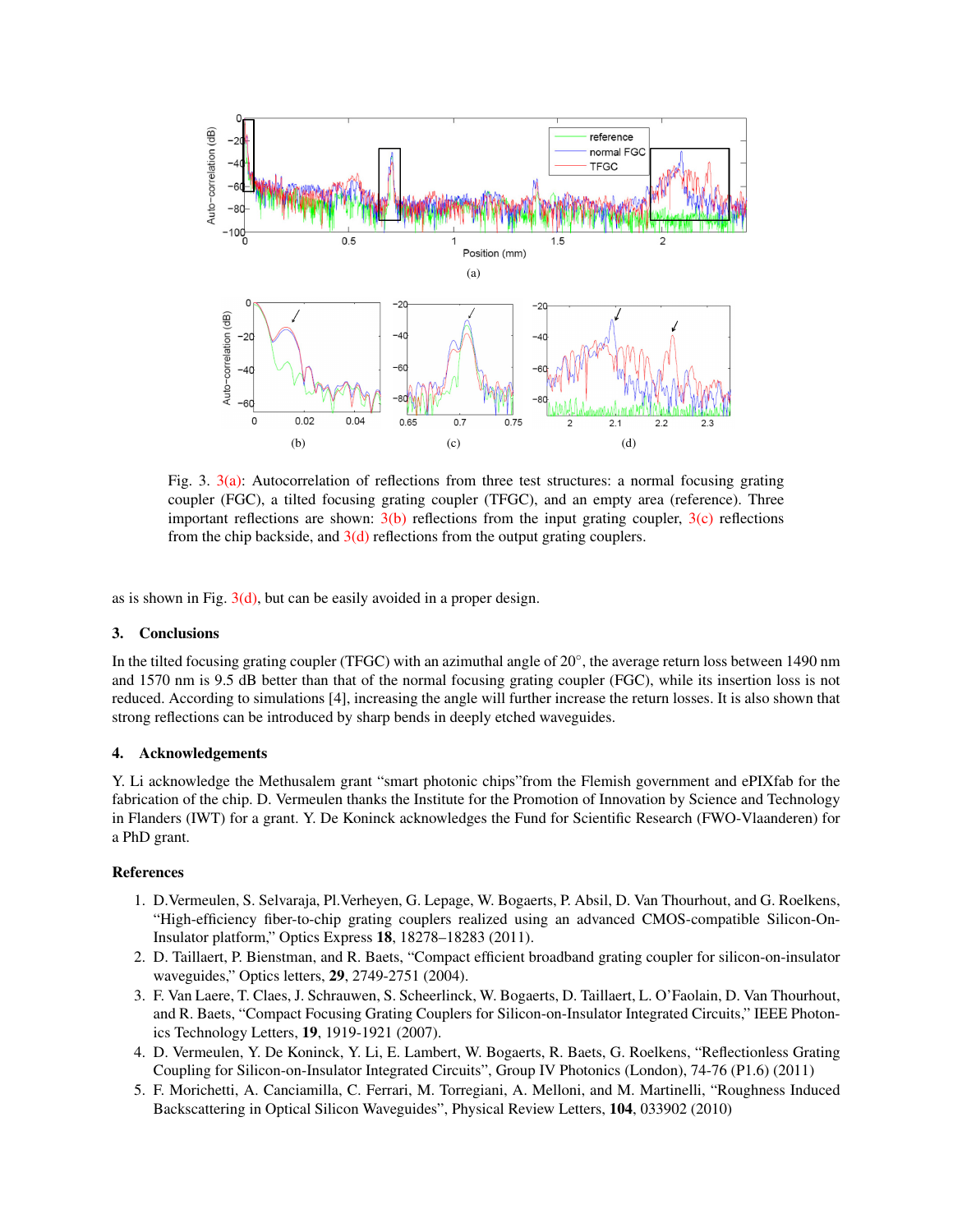(a)

(b)

(c)

(d)

Fig. 3. 3(a): Autocorrelation of reflections from three test structures: a normal focusing grating coupler (FGC), a tilted focusing grating coupler (TFGC), and an empty area (reference). Three important reflections are shown: 3(b) reflections from the input grating coupler, 3(c) reflections from the chip backside, and 3(d) reflections from the output grating couplers.

as is shown in Fig. 3(d), but can be easily avoided in a proper design.

## 3. Conclusions

In the tilted focusing grating coupler (TFGC) with an azimuthal angle of 20°, the average return loss between 1490 nm and 1570 nm is 9.5 dB better than that of the normal focusing grating coupler (FGC), while its insertion loss is not reduced. According to simulations [4], increasing the angle will further increase the return losses. It is also shown that strong reflections can be introduced by sharp bends in deeply etched waveguides.

## 4. Acknowledgements

Y. Li acknowledge the Methusalem grant "smart photonic chips"from the Flemish government and ePIXfab for the fabrication of the chip. D. Vermeulen thanks the Institute for the Promotion of Innovation by Science and Technology in Flanders (IWT) for a grant. Y. De Koninck acknowledges the Fund for Scientific Research (FWO-Vlaanderen) for a PhD grant.

## References

1. D.Vermeulen, S. Selvaraja, Pl.Verheyen, G. Lepage, W. Bogaerts, P. Absil, D. Van Thourhout, and G. Roelkens, "High-efficiency fiber-to-chip grating couplers realized using an advanced CMOS-compatible Silicon-On-Insulator platform," Optics Express **18**, 18278–18283 (2011).
2. D. Taillaert, P. Bienstman, and R. Baets, "Compact efficient broadband grating coupler for silicon-on-insulator waveguides," Optics letters, **29**, 2749-2751 (2004).
3. F. Van Laere, T. Claes, J. Schrauwen, S. Scheerlinck, W. Bogaerts, D. Taillaert, L. O'Faolain, D. Van Thourhout, and R. Baets, "Compact Focusing Grating Couplers for Silicon-on-Insulator Integrated Circuits," IEEE Photonics Technology Letters, **19**, 1919-1921 (2007).
4. D. Vermeulen, Y. De Koninck, Y. Li, E. Lambert, W. Bogaerts, R. Baets, G. Roelkens, "Reflectionless Grating Coupling for Silicon-on-Insulator Integrated Circuits", Group IV Photonics (London), 74-76 (P1.6) (2011)
5. F. Morichetti, A. Canciamilla, C. Ferrari, M. Torregiani, A. Melloni, and M. Martinelli, "Roughness Induced Backscattering in Optical Silicon Waveguides", Physical Review Letters, **104**, 033902 (2010)